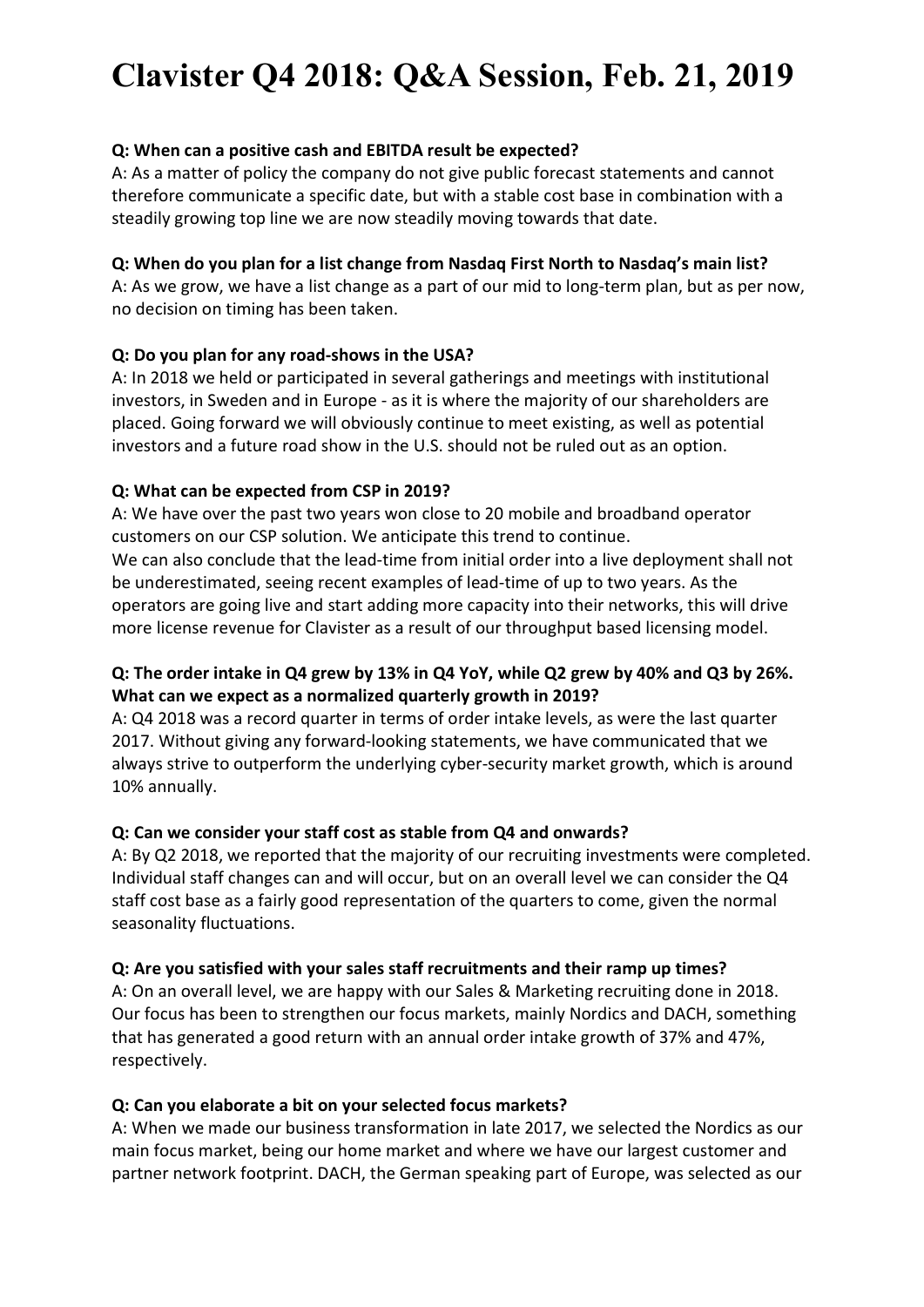# Clavister Q4 2018: Q&A Session, Feb. 21, 2019

**Q: When can a positive cash and EBITDA result be expected?**
A: As a matter of policy the company do not give public forecast statements and cannot therefore communicate a specific date, but with a stable cost base in combination with a steadily growing top line we are now steadily moving towards that date.

**Q: When do you plan for a list change from Nasdaq First North to Nasdaq's main list?**
A: As we grow, we have a list change as a part of our mid to long-term plan, but as per now, no decision on timing has been taken.

**Q: Do you plan for any road-shows in the USA?**
A: In 2018 we held or participated in several gatherings and meetings with institutional investors, in Sweden and in Europe - as it is where the majority of our shareholders are placed. Going forward we will obviously continue to meet existing, as well as potential investors and a future road show in the U.S. should not be ruled out as an option.

**Q: What can be expected from CSP in 2019?**
A: We have over the past two years won close to 20 mobile and broadband operator customers on our CSP solution. We anticipate this trend to continue.
We can also conclude that the lead-time from initial order into a live deployment shall not be underestimated, seeing recent examples of lead-time of up to two years. As the operators are going live and start adding more capacity into their networks, this will drive more license revenue for Clavister as a result of our throughput based licensing model.

**Q: The order intake in Q4 grew by 13% in Q4 YoY, while Q2 grew by 40% and Q3 by 26%. What can we expect as a normalized quarterly growth in 2019?**
A: Q4 2018 was a record quarter in terms of order intake levels, as were the last quarter 2017. Without giving any forward-looking statements, we have communicated that we always strive to outperform the underlying cyber-security market growth, which is around 10% annually.

**Q: Can we consider your staff cost as stable from Q4 and onwards?**
A: By Q2 2018, we reported that the majority of our recruiting investments were completed. Individual staff changes can and will occur, but on an overall level we can consider the Q4 staff cost base as a fairly good representation of the quarters to come, given the normal seasonality fluctuations.

**Q: Are you satisfied with your sales staff recruitments and their ramp up times?**
A: On an overall level, we are happy with our Sales & Marketing recruiting done in 2018. Our focus has been to strengthen our focus markets, mainly Nordics and DACH, something that has generated a good return with an annual order intake growth of 37% and 47%, respectively.

**Q: Can you elaborate a bit on your selected focus markets?**
A: When we made our business transformation in late 2017, we selected the Nordics as our main focus market, being our home market and where we have our largest customer and partner network footprint. DACH, the German speaking part of Europe, was selected as our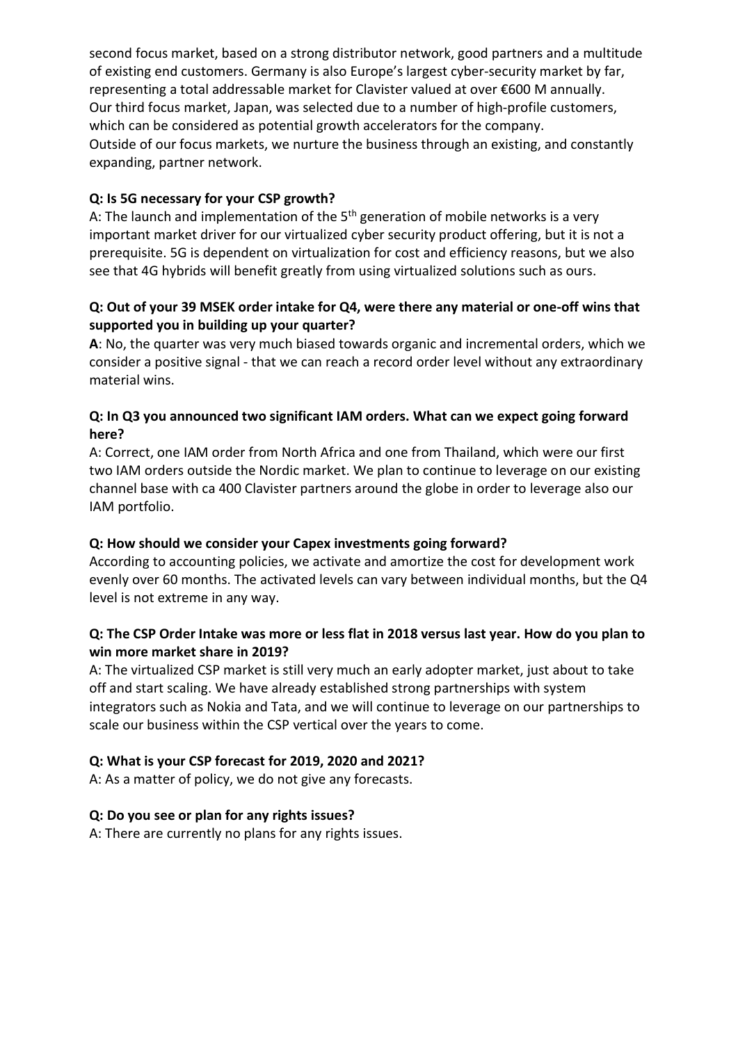second focus market, based on a strong distributor network, good partners and a multitude of existing end customers. Germany is also Europe's largest cyber-security market by far, representing a total addressable market for Clavister valued at over €600 M annually.
Our third focus market, Japan, was selected due to a number of high-profile customers, which can be considered as potential growth accelerators for the company.
Outside of our focus markets, we nurture the business through an existing, and constantly expanding, partner network.

**Q: Is 5G necessary for your CSP growth?**
A: The launch and implementation of the 5th generation of mobile networks is a very important market driver for our virtualized cyber security product offering, but it is not a prerequisite. 5G is dependent on virtualization for cost and efficiency reasons, but we also see that 4G hybrids will benefit greatly from using virtualized solutions such as ours.

**Q: Out of your 39 MSEK order intake for Q4, were there any material or one-off wins that supported you in building up your quarter?**
**A**: No, the quarter was very much biased towards organic and incremental orders, which we consider a positive signal - that we can reach a record order level without any extraordinary material wins.

**Q: In Q3 you announced two significant IAM orders. What can we expect going forward here?**
A: Correct, one IAM order from North Africa and one from Thailand, which were our first two IAM orders outside the Nordic market. We plan to continue to leverage on our existing channel base with ca 400 Clavister partners around the globe in order to leverage also our IAM portfolio.

**Q: How should we consider your Capex investments going forward?**
According to accounting policies, we activate and amortize the cost for development work evenly over 60 months. The activated levels can vary between individual months, but the Q4 level is not extreme in any way.

**Q: The CSP Order Intake was more or less flat in 2018 versus last year. How do you plan to win more market share in 2019?**
A: The virtualized CSP market is still very much an early adopter market, just about to take off and start scaling. We have already established strong partnerships with system integrators such as Nokia and Tata, and we will continue to leverage on our partnerships to scale our business within the CSP vertical over the years to come.

**Q: What is your CSP forecast for 2019, 2020 and 2021?**
A: As a matter of policy, we do not give any forecasts.

**Q: Do you see or plan for any rights issues?**
A: There are currently no plans for any rights issues.